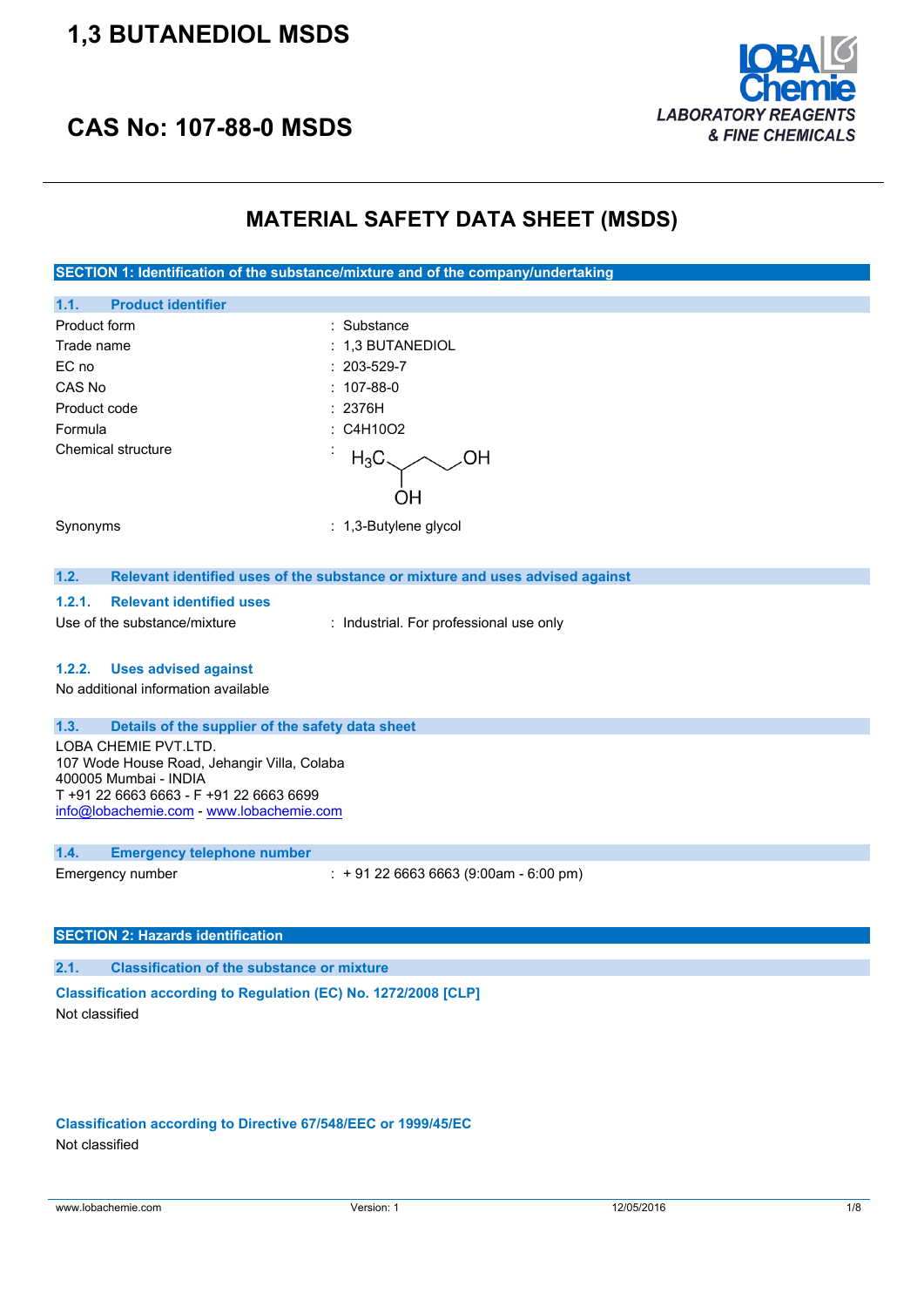# 1,3 BUTANEDIOL MSDS

## CAS No: 107-88-0 MSDS

LOBA Chemie
*LABORATORY REAGENTS & FINE CHEMICALS*

# MATERIAL SAFETY DATA SHEET (MSDS)

## SECTION 1: Identification of the substance/mixture and of the company/undertaking

### 1.1. Product identifier

| | |
|---|---|
| Product form | : Substance |
| Trade name | : 1,3 BUTANEDIOL |
| EC no | : 203-529-7 |
| CAS No | : 107-88-0 |
| Product code | : 2376H |
| Formula | : C4H10O2 |
| Chemical structure | : |
| Synonyms | : 1,3-Butylene glycol |

### 1.2. Relevant identified uses of the substance or mixture and uses advised against

#### 1.2.1. Relevant identified uses

Use of the substance/mixture : Industrial. For professional use only

#### 1.2.2. Uses advised against

No additional information available

### 1.3. Details of the supplier of the safety data sheet

LOBA CHEMIE PVT.LTD.
107 Wode House Road, Jehangir Villa, Colaba
400005 Mumbai - INDIA
T +91 22 6663 6663 - F +91 22 6663 6699
info@lobachemie.com - www.lobachemie.com

### 1.4. Emergency telephone number

Emergency number : + 91 22 6663 6663 (9:00am - 6:00 pm)

## SECTION 2: Hazards identification

### 2.1. Classification of the substance or mixture

**Classification according to Regulation (EC) No. 1272/2008 [CLP]**

Not classified

**Classification according to Directive 67/548/EEC or 1999/45/EC**

Not classified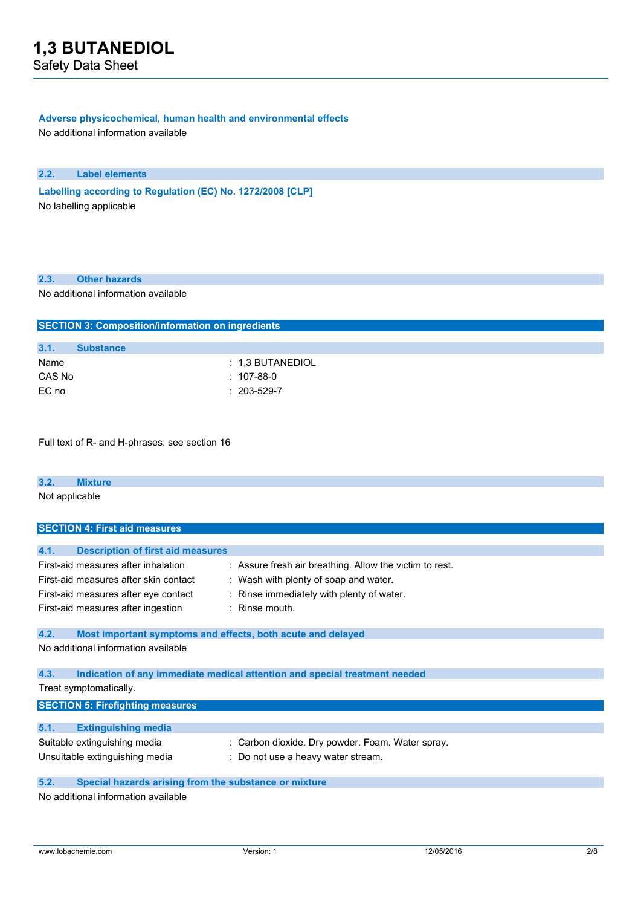### Adverse physicochemical, human health and environmental effects

No additional information available

### 2.2. Label elements

**Labelling according to Regulation (EC) No. 1272/2008 [CLP]**

No labelling applicable

### 2.3. Other hazards

No additional information available

## SECTION 3: Composition/information on ingredients

### 3.1. Substance

| | |
|---|---|
| Name | : 1,3 BUTANEDIOL |
| CAS No | : 107-88-0 |
| EC no | : 203-529-7 |

Full text of R- and H-phrases: see section 16

### 3.2. Mixture

Not applicable

## SECTION 4: First aid measures

### 4.1. Description of first aid measures

| | |
|---|---|
| First-aid measures after inhalation | : Assure fresh air breathing. Allow the victim to rest. |
| First-aid measures after skin contact | : Wash with plenty of soap and water. |
| First-aid measures after eye contact | : Rinse immediately with plenty of water. |
| First-aid measures after ingestion | : Rinse mouth. |

### 4.2. Most important symptoms and effects, both acute and delayed

No additional information available

### 4.3. Indication of any immediate medical attention and special treatment needed

Treat symptomatically.

## SECTION 5: Firefighting measures

### 5.1. Extinguishing media

| | |
|---|---|
| Suitable extinguishing media | : Carbon dioxide. Dry powder. Foam. Water spray. |
| Unsuitable extinguishing media | : Do not use a heavy water stream. |

### 5.2. Special hazards arising from the substance or mixture

No additional information available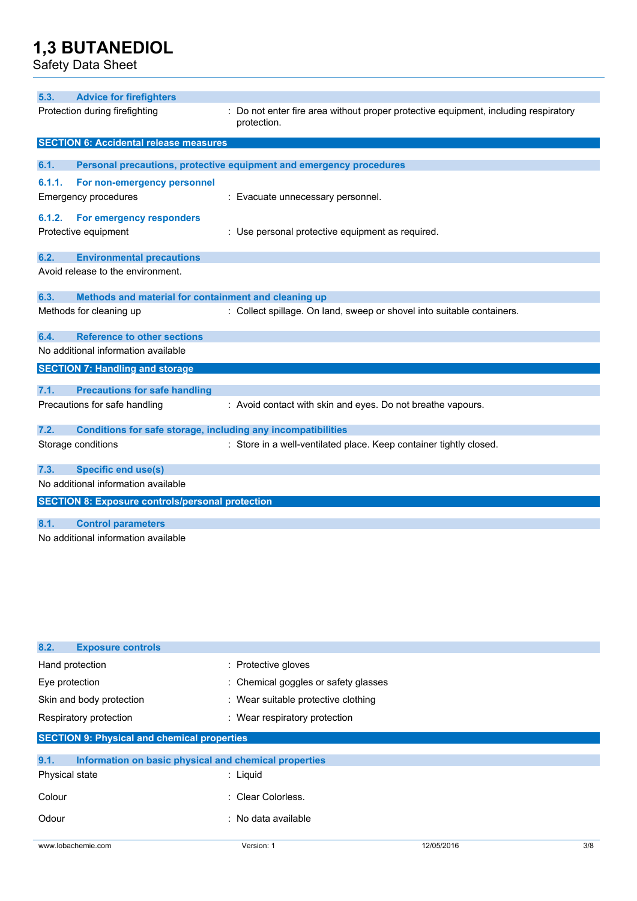### 5.3. Advice for firefighters

Protection during firefighting : Do not enter fire area without proper protective equipment, including respiratory protection.

## SECTION 6: Accidental release measures

### 6.1. Personal precautions, protective equipment and emergency procedures

#### 6.1.1. For non-emergency personnel

Emergency procedures : Evacuate unnecessary personnel.

#### 6.1.2. For emergency responders

Protective equipment : Use personal protective equipment as required.

### 6.2. Environmental precautions

Avoid release to the environment.

### 6.3. Methods and material for containment and cleaning up

Methods for cleaning up : Collect spillage. On land, sweep or shovel into suitable containers.

### 6.4. Reference to other sections

No additional information available

## SECTION 7: Handling and storage

### 7.1. Precautions for safe handling

Precautions for safe handling : Avoid contact with skin and eyes. Do not breathe vapours.

### 7.2. Conditions for safe storage, including any incompatibilities

Storage conditions : Store in a well-ventilated place. Keep container tightly closed.

### 7.3. Specific end use(s)

No additional information available

## SECTION 8: Exposure controls/personal protection

### 8.1. Control parameters

No additional information available

### 8.2. Exposure controls

Hand protection : Protective gloves

Eye protection : Chemical goggles or safety glasses

Skin and body protection : Wear suitable protective clothing

Respiratory protection : Wear respiratory protection

## SECTION 9: Physical and chemical properties

### 9.1. Information on basic physical and chemical properties

Physical state : Liquid

Colour : Clear Colorless.

Odour : No data available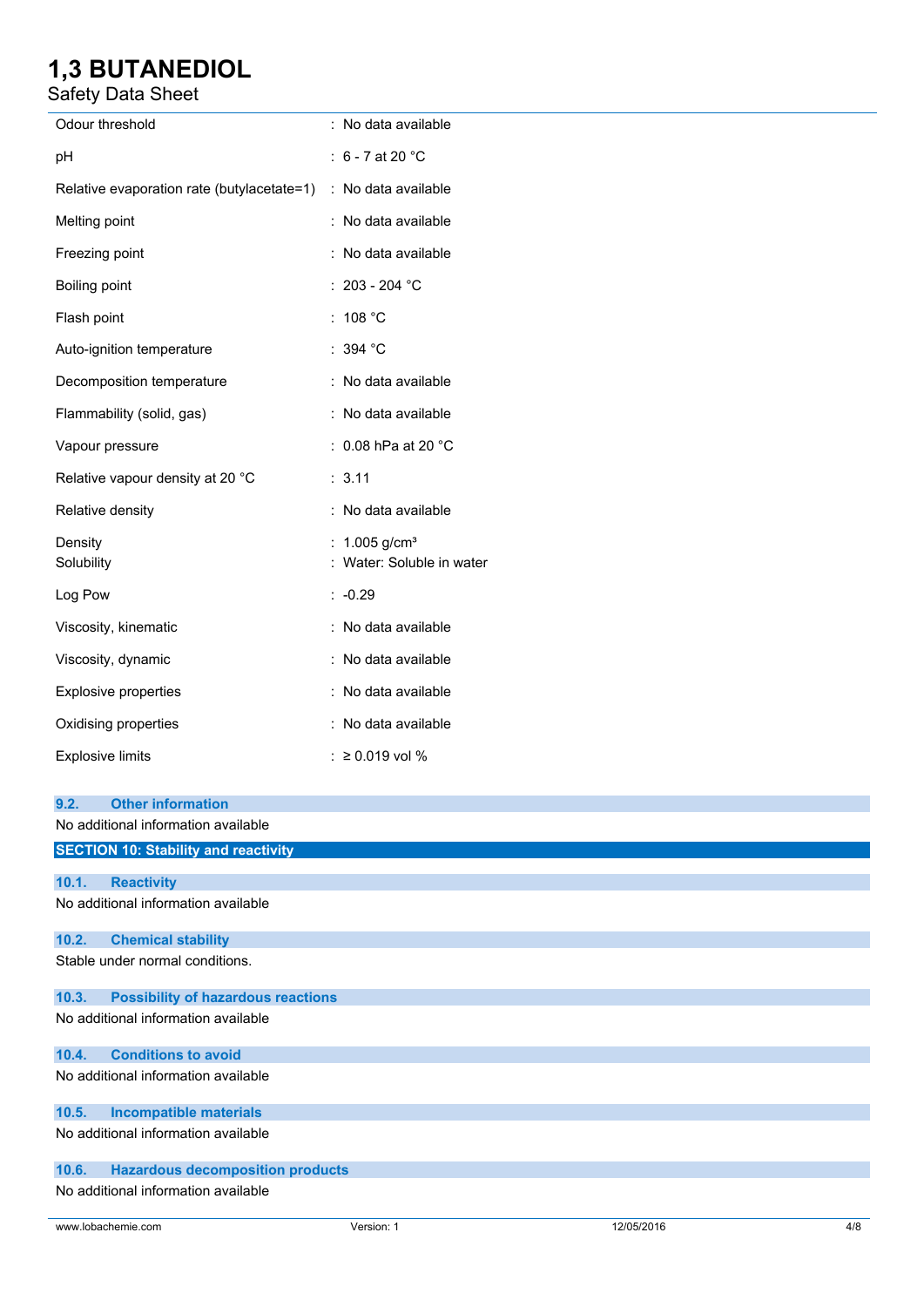| | |
|---|---|
| Odour threshold | : No data available |
| pH | : 6 - 7 at 20 °C |
| Relative evaporation rate (butylacetate=1) | : No data available |
| Melting point | : No data available |
| Freezing point | : No data available |
| Boiling point | : 203 - 204 °C |
| Flash point | : 108 °C |
| Auto-ignition temperature | : 394 °C |
| Decomposition temperature | : No data available |
| Flammability (solid, gas) | : No data available |
| Vapour pressure | : 0.08 hPa at 20 °C |
| Relative vapour density at 20 °C | : 3.11 |
| Relative density | : No data available |
| Density | : 1.005 g/cm³ |
| Solubility | : Water: Soluble in water |
| Log Pow | : -0.29 |
| Viscosity, kinematic | : No data available |
| Viscosity, dynamic | : No data available |
| Explosive properties | : No data available |
| Oxidising properties | : No data available |
| Explosive limits | : ≥ 0.019 vol % |

### 9.2. Other information

No additional information available

## SECTION 10: Stability and reactivity

### 10.1. Reactivity

No additional information available

### 10.2. Chemical stability

Stable under normal conditions.

### 10.3. Possibility of hazardous reactions

No additional information available

### 10.4. Conditions to avoid

No additional information available

### 10.5. Incompatible materials

No additional information available

### 10.6. Hazardous decomposition products

No additional information available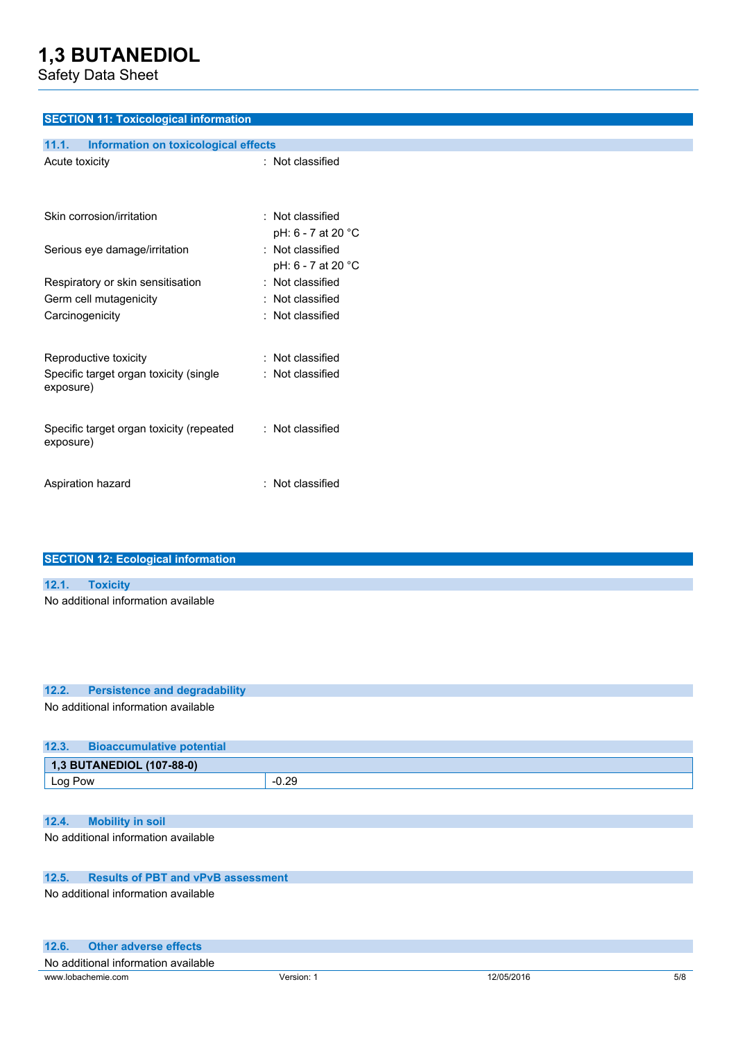## SECTION 11: Toxicological information

### 11.1. Information on toxicological effects

| | |
|---|---|
| Acute toxicity | : Not classified |
| Skin corrosion/irritation | : Not classified<br>pH: 6 - 7 at 20 °C |
| Serious eye damage/irritation | : Not classified<br>pH: 6 - 7 at 20 °C |
| Respiratory or skin sensitisation | : Not classified |
| Germ cell mutagenicity | : Not classified |
| Carcinogenicity | : Not classified |
| Reproductive toxicity | : Not classified |
| Specific target organ toxicity (single exposure) | : Not classified |
| Specific target organ toxicity (repeated exposure) | : Not classified |
| Aspiration hazard | : Not classified |

## SECTION 12: Ecological information

### 12.1. Toxicity

No additional information available

### 12.2. Persistence and degradability

No additional information available

### 12.3. Bioaccumulative potential

| 1,3 BUTANEDIOL (107-88-0) | |
|---|---|
| Log Pow | -0.29 |

### 12.4. Mobility in soil

No additional information available

### 12.5. Results of PBT and vPvB assessment

No additional information available

### 12.6. Other adverse effects

No additional information available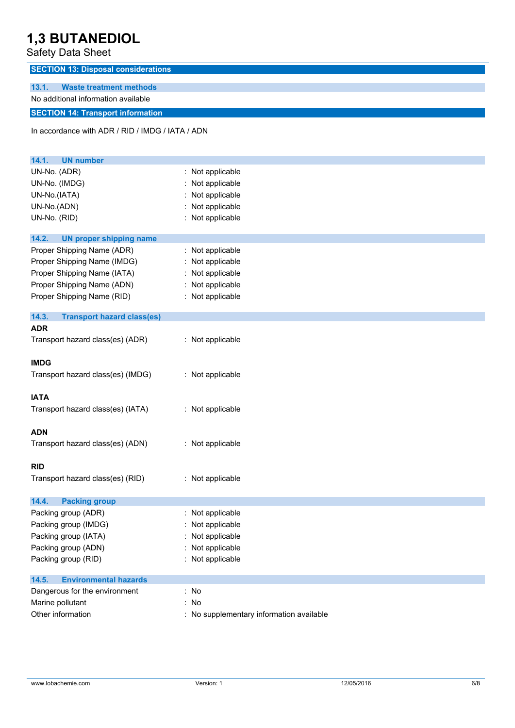## SECTION 13: Disposal considerations

### 13.1. Waste treatment methods

No additional information available

## SECTION 14: Transport information

In accordance with ADR / RID / IMDG / IATA / ADN

### 14.1. UN number

| | |
|---|---|
| UN-No. (ADR) | : Not applicable |
| UN-No. (IMDG) | : Not applicable |
| UN-No.(IATA) | : Not applicable |
| UN-No.(ADN) | : Not applicable |
| UN-No. (RID) | : Not applicable |

### 14.2. UN proper shipping name

| | |
|---|---|
| Proper Shipping Name (ADR) | : Not applicable |
| Proper Shipping Name (IMDG) | : Not applicable |
| Proper Shipping Name (IATA) | : Not applicable |
| Proper Shipping Name (ADN) | : Not applicable |
| Proper Shipping Name (RID) | : Not applicable |

### 14.3. Transport hazard class(es)

**ADR**

| | |
|---|---|
| Transport hazard class(es) (ADR) | : Not applicable |

**IMDG**

| | |
|---|---|
| Transport hazard class(es) (IMDG) | : Not applicable |

**IATA**

| | |
|---|---|
| Transport hazard class(es) (IATA) | : Not applicable |

**ADN**

| | |
|---|---|
| Transport hazard class(es) (ADN) | : Not applicable |

**RID**

| | |
|---|---|
| Transport hazard class(es) (RID) | : Not applicable |

### 14.4. Packing group

| | |
|---|---|
| Packing group (ADR) | : Not applicable |
| Packing group (IMDG) | : Not applicable |
| Packing group (IATA) | : Not applicable |
| Packing group (ADN) | : Not applicable |
| Packing group (RID) | : Not applicable |

### 14.5. Environmental hazards

| | |
|---|---|
| Dangerous for the environment | : No |
| Marine pollutant | : No |
| Other information | : No supplementary information available |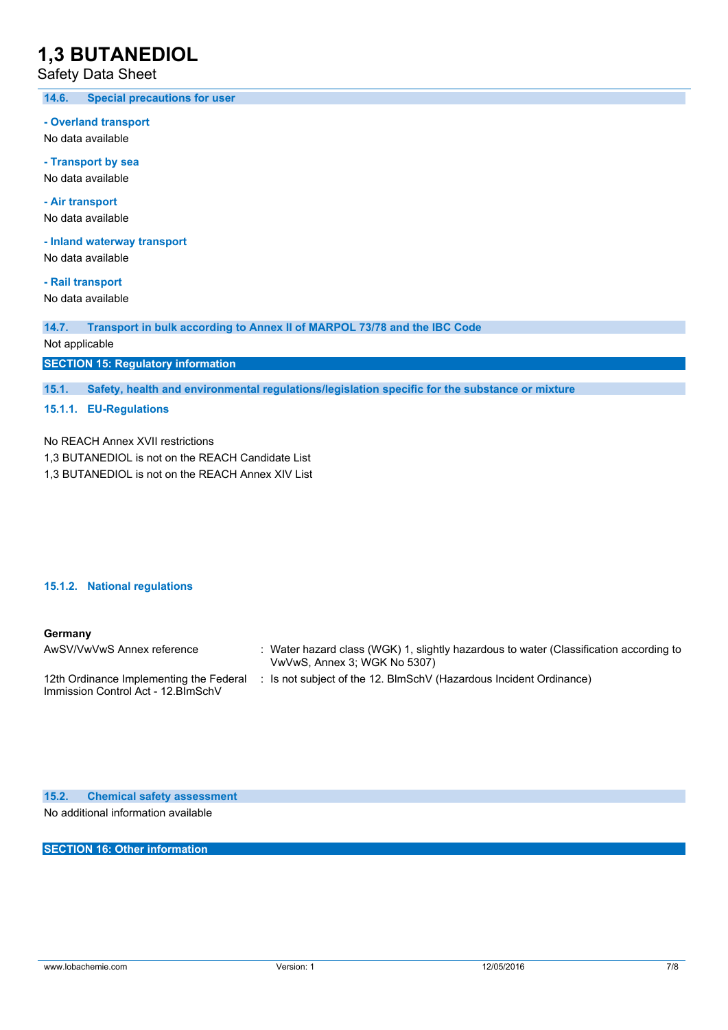### 14.6. Special precautions for user

**- Overland transport**

No data available

**- Transport by sea**

No data available

**- Air transport**

No data available

**- Inland waterway transport**

No data available

**- Rail transport**

No data available

### 14.7. Transport in bulk according to Annex II of MARPOL 73/78 and the IBC Code

Not applicable

## SECTION 15: Regulatory information

### 15.1. Safety, health and environmental regulations/legislation specific for the substance or mixture

#### 15.1.1. EU-Regulations

No REACH Annex XVII restrictions

1,3 BUTANEDIOL is not on the REACH Candidate List

1,3 BUTANEDIOL is not on the REACH Annex XIV List

#### 15.1.2. National regulations

**Germany**

| | |
|---|---|
| AwSV/VwVwS Annex reference | : Water hazard class (WGK) 1, slightly hazardous to water (Classification according to VwVwS, Annex 3; WGK No 5307) |
| 12th Ordinance Implementing the Federal Immission Control Act - 12.BImSchV | : Is not subject of the 12. BlmSchV (Hazardous Incident Ordinance) |

### 15.2. Chemical safety assessment

No additional information available

## SECTION 16: Other information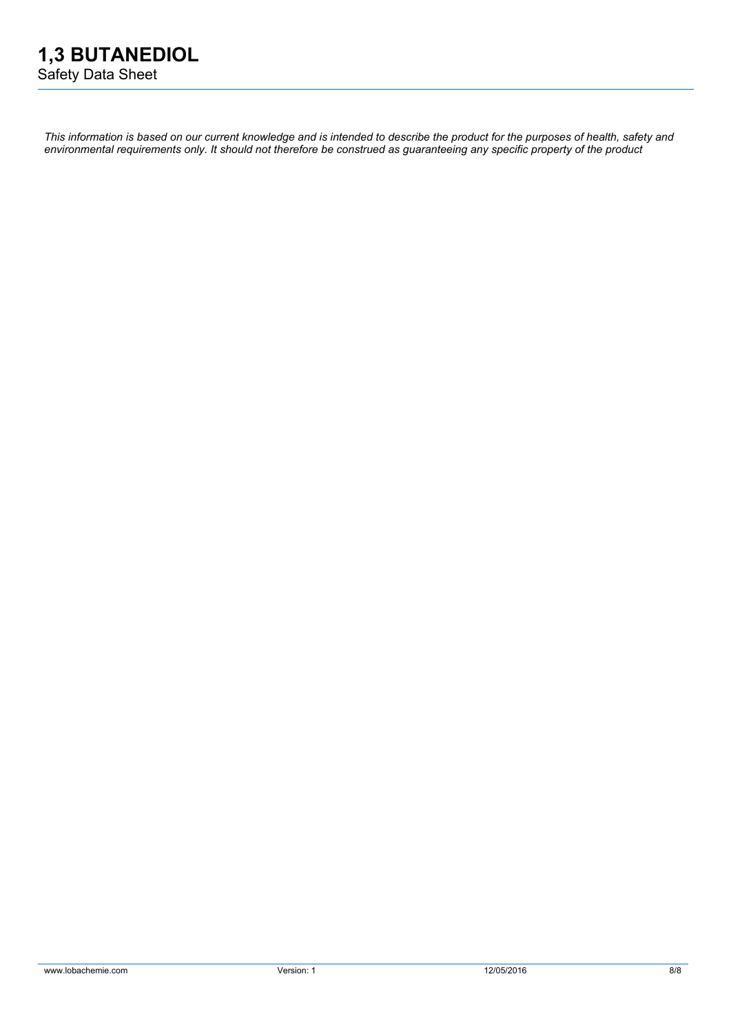*This information is based on our current knowledge and is intended to describe the product for the purposes of health, safety and environmental requirements only. It should not therefore be construed as guaranteeing any specific property of the product*